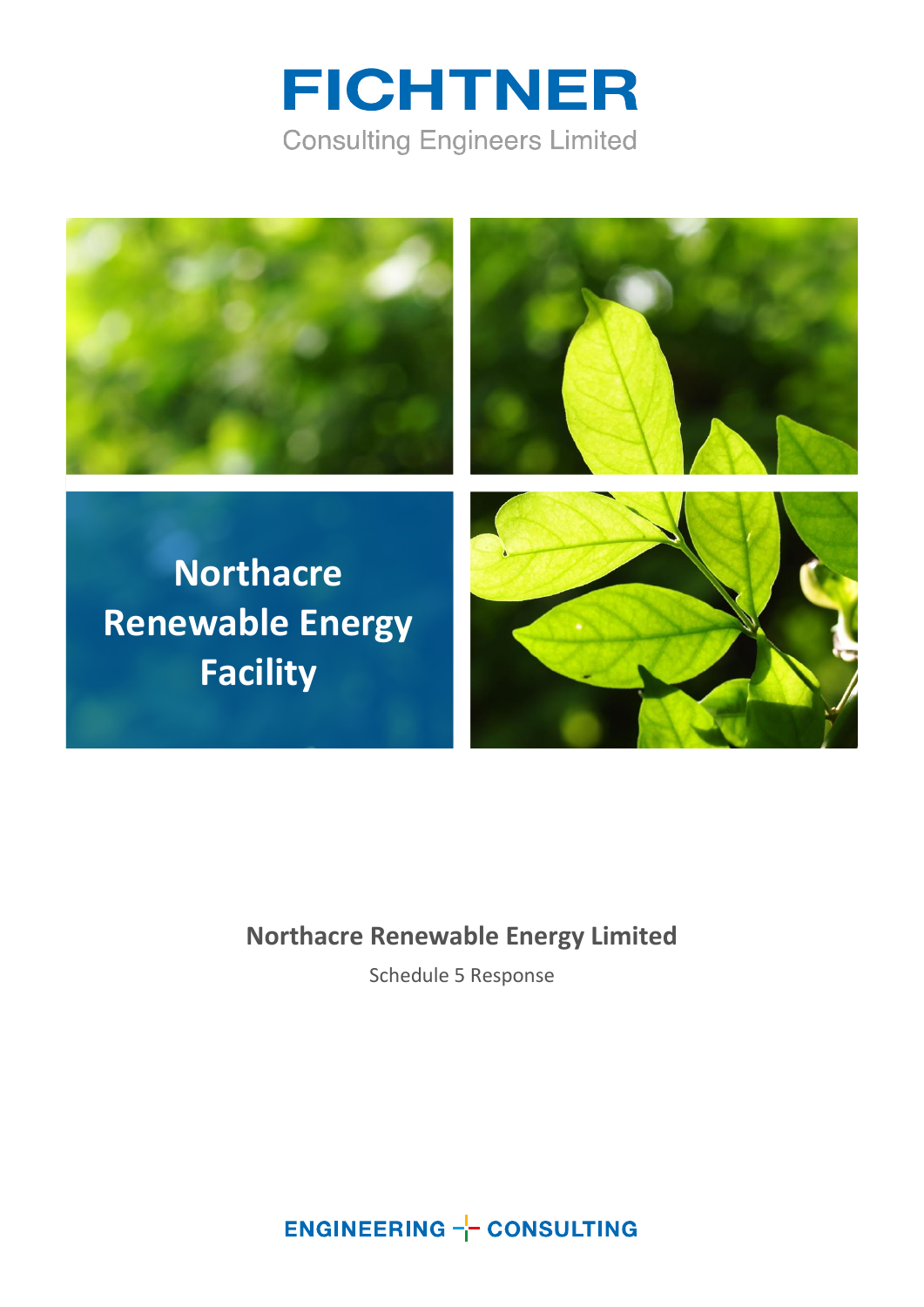FICHTNER

Consulting Engineers Limited

# Northacre Renewable Energy Facility

## Northacre Renewable Energy Limited

Schedule 5 Response

ENGINEERING CONSULTING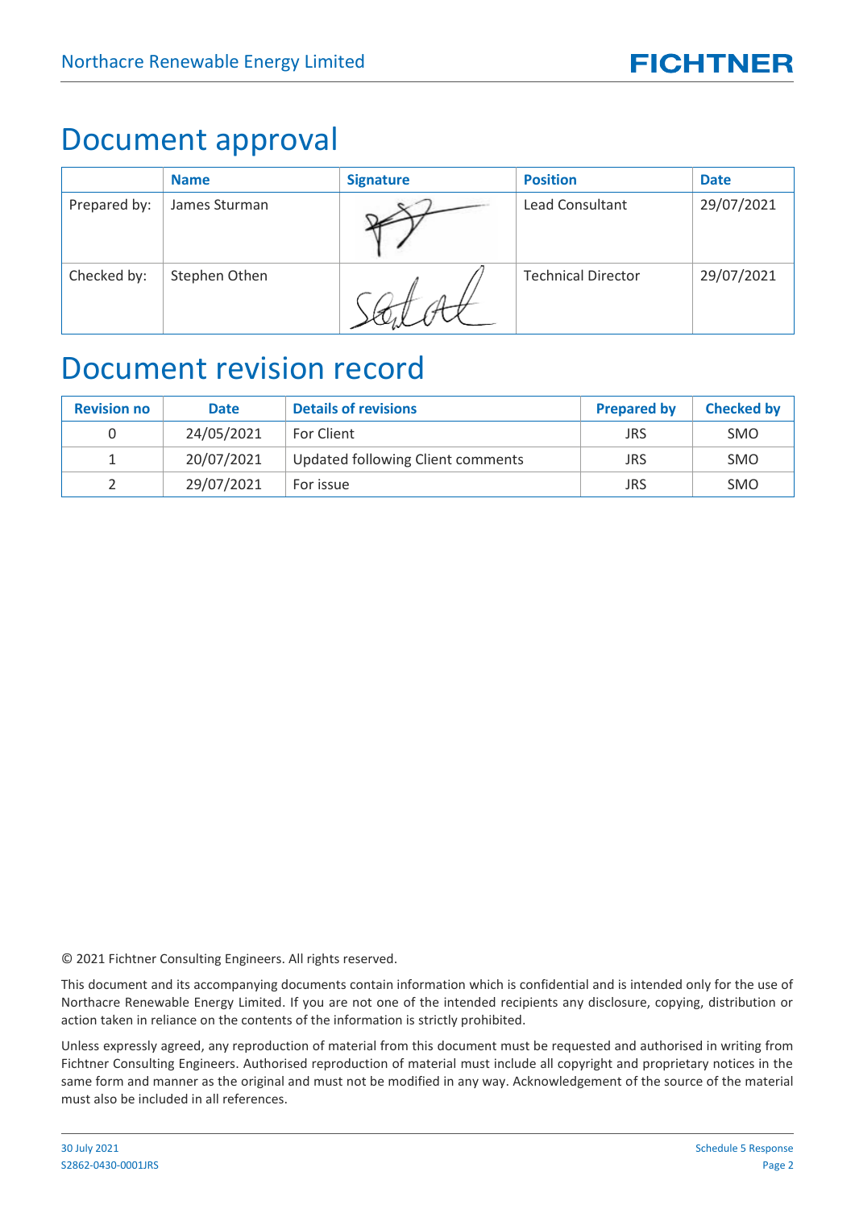# Document approval

| | Name | Signature | Position | Date |
|---|---|---|---|---|
| Prepared by: | James Sturman | | Lead Consultant | 29/07/2021 |
| Checked by: | Stephen Othen | | Technical Director | 29/07/2021 |

# Document revision record

| Revision no | Date | Details of revisions | Prepared by | Checked by |
|---|---|---|---|---|
| 0 | 24/05/2021 | For Client | JRS | SMO |
| 1 | 20/07/2021 | Updated following Client comments | JRS | SMO |
| 2 | 29/07/2021 | For issue | JRS | SMO |

© 2021 Fichtner Consulting Engineers. All rights reserved.

This document and its accompanying documents contain information which is confidential and is intended only for the use of Northacre Renewable Energy Limited. If you are not one of the intended recipients any disclosure, copying, distribution or action taken in reliance on the contents of the information is strictly prohibited.

Unless expressly agreed, any reproduction of material from this document must be requested and authorised in writing from Fichtner Consulting Engineers. Authorised reproduction of material must include all copyright and proprietary notices in the same form and manner as the original and must not be modified in any way. Acknowledgement of the source of the material must also be included in all references.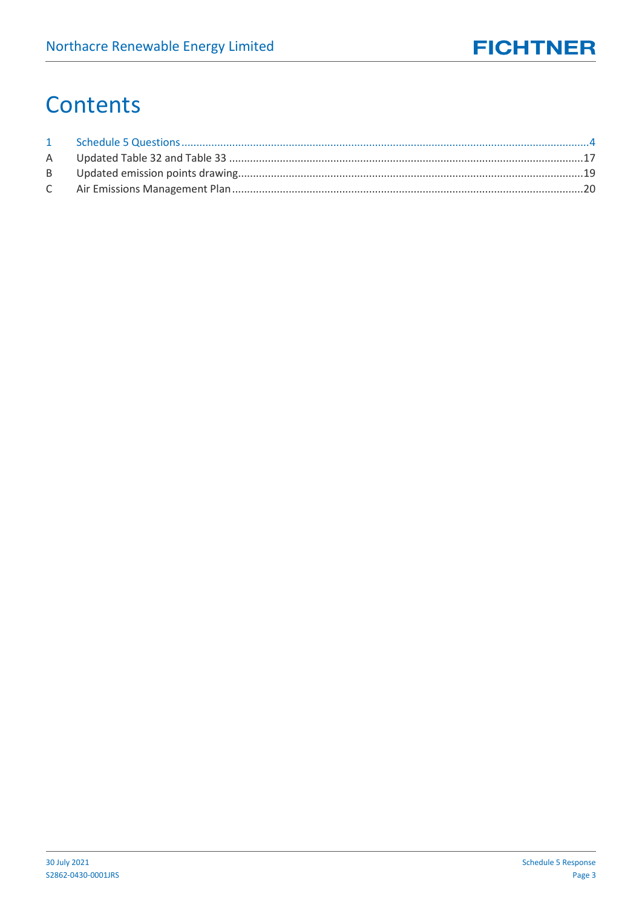# Contents

1 Schedule 5 Questions ........................................................................................................................................4
A Updated Table 32 and Table 33 ......................................................................................................................17
B Updated emission points drawing...................................................................................................................19
C Air Emissions Management Plan ....................................................................................................................20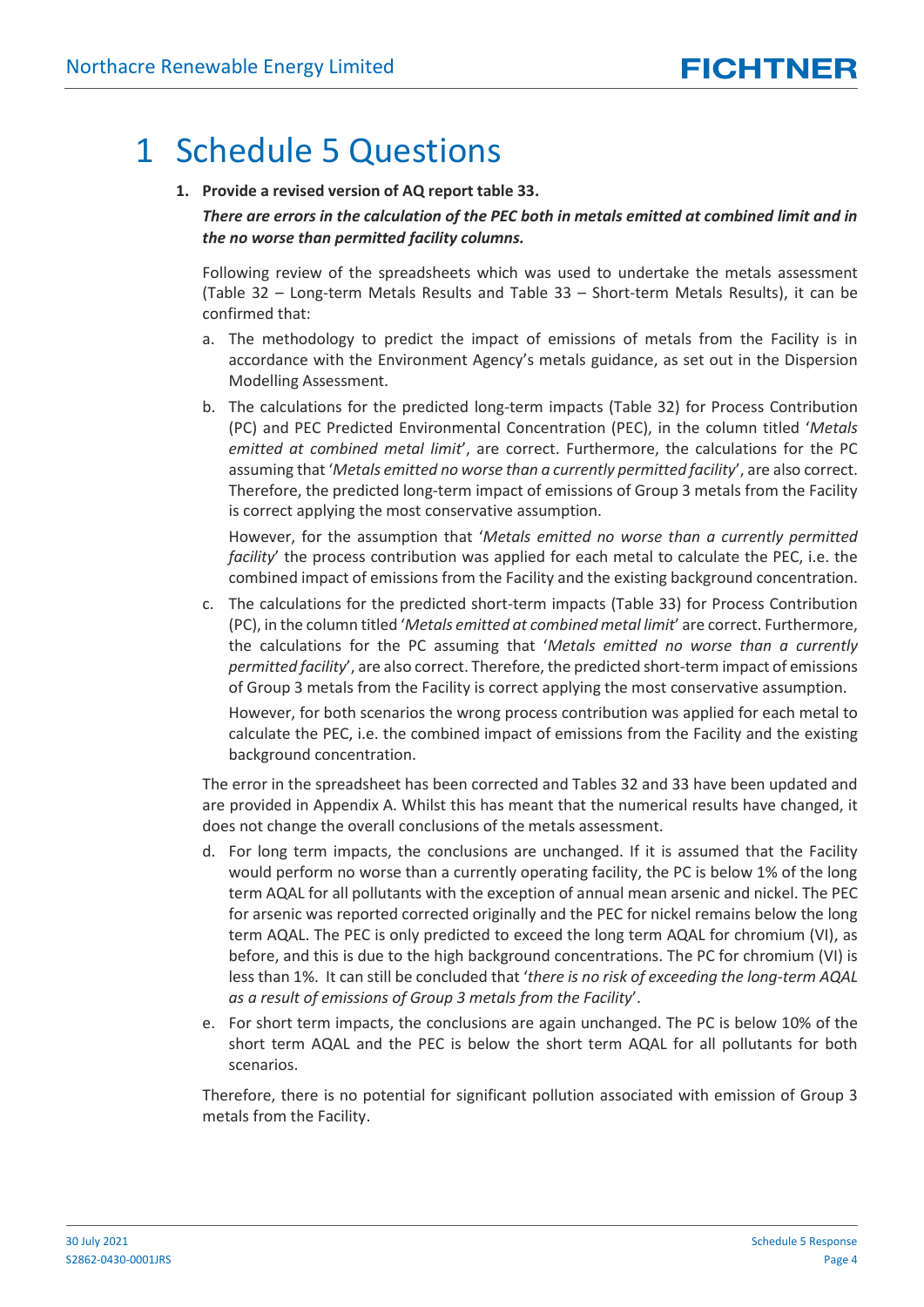# 1 Schedule 5 Questions

**1. Provide a revised version of AQ report table 33.**

***There are errors in the calculation of the PEC both in metals emitted at combined limit and in the no worse than permitted facility columns.***

Following review of the spreadsheets which was used to undertake the metals assessment (Table 32 – Long-term Metals Results and Table 33 – Short-term Metals Results), it can be confirmed that:

a. The methodology to predict the impact of emissions of metals from the Facility is in accordance with the Environment Agency's metals guidance, as set out in the Dispersion Modelling Assessment.

b. The calculations for the predicted long-term impacts (Table 32) for Process Contribution (PC) and PEC Predicted Environmental Concentration (PEC), in the column titled '*Metals emitted at combined metal limit*', are correct. Furthermore, the calculations for the PC assuming that '*Metals emitted no worse than a currently permitted facility*', are also correct. Therefore, the predicted long-term impact of emissions of Group 3 metals from the Facility is correct applying the most conservative assumption.

   However, for the assumption that '*Metals emitted no worse than a currently permitted facility*' the process contribution was applied for each metal to calculate the PEC, i.e. the combined impact of emissions from the Facility and the existing background concentration.

c. The calculations for the predicted short-term impacts (Table 33) for Process Contribution (PC), in the column titled '*Metals emitted at combined metal limit*' are correct. Furthermore, the calculations for the PC assuming that '*Metals emitted no worse than a currently permitted facility*', are also correct. Therefore, the predicted short-term impact of emissions of Group 3 metals from the Facility is correct applying the most conservative assumption.

   However, for both scenarios the wrong process contribution was applied for each metal to calculate the PEC, i.e. the combined impact of emissions from the Facility and the existing background concentration.

The error in the spreadsheet has been corrected and Tables 32 and 33 have been updated and are provided in Appendix A. Whilst this has meant that the numerical results have changed, it does not change the overall conclusions of the metals assessment.

d. For long term impacts, the conclusions are unchanged. If it is assumed that the Facility would perform no worse than a currently operating facility, the PC is below 1% of the long term AQAL for all pollutants with the exception of annual mean arsenic and nickel. The PEC for arsenic was reported corrected originally and the PEC for nickel remains below the long term AQAL. The PEC is only predicted to exceed the long term AQAL for chromium (VI), as before, and this is due to the high background concentrations. The PC for chromium (VI) is less than 1%. It can still be concluded that '*there is no risk of exceeding the long-term AQAL as a result of emissions of Group 3 metals from the Facility*'.

e. For short term impacts, the conclusions are again unchanged. The PC is below 10% of the short term AQAL and the PEC is below the short term AQAL for all pollutants for both scenarios.

Therefore, there is no potential for significant pollution associated with emission of Group 3 metals from the Facility.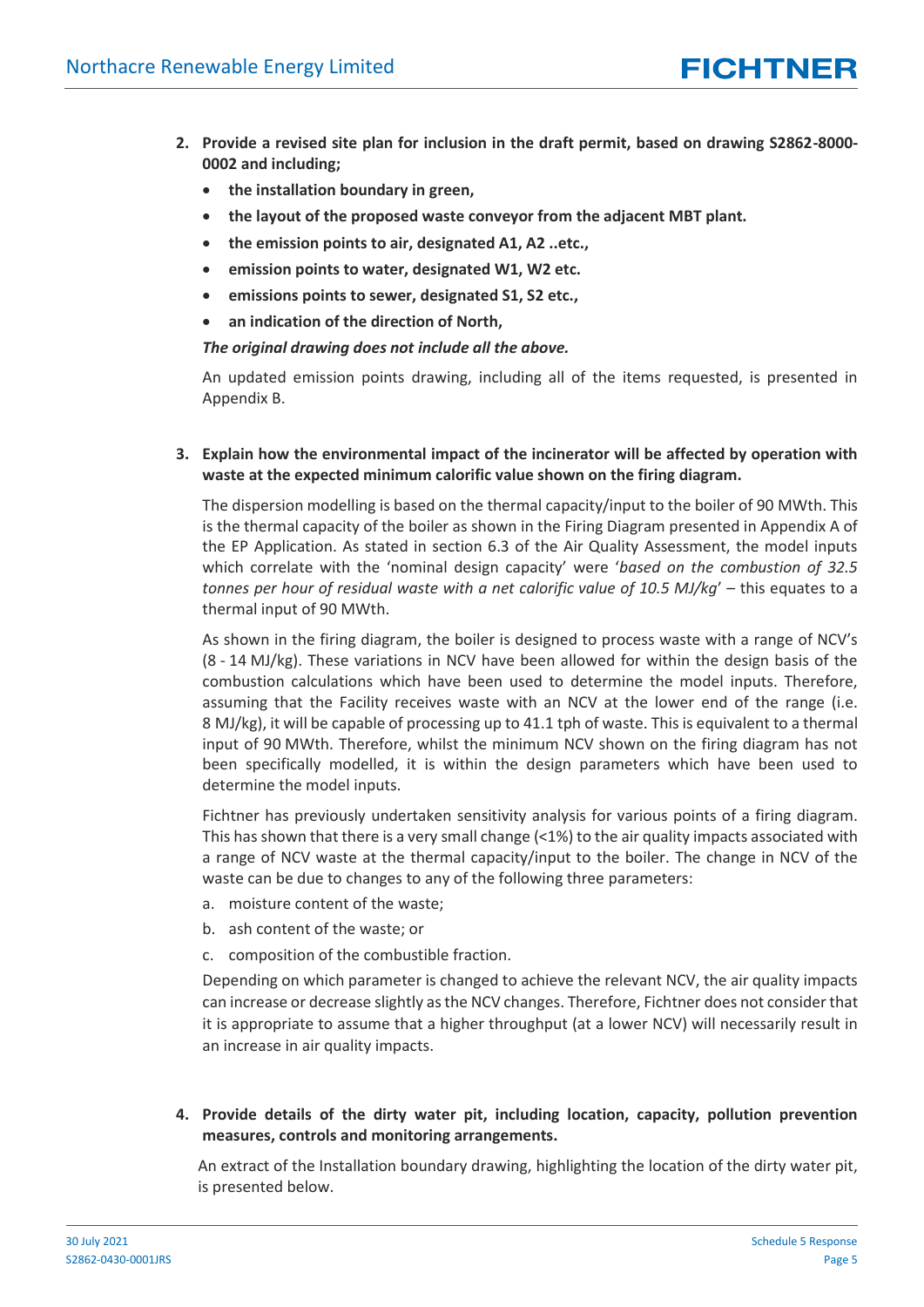2. **Provide a revised site plan for inclusion in the draft permit, based on drawing S2862-8000-0002 and including;**
    - **the installation boundary in green,**
    - **the layout of the proposed waste conveyor from the adjacent MBT plant.**
    - **the emission points to air, designated A1, A2 ..etc.,**
    - **emission points to water, designated W1, W2 etc.**
    - **emissions points to sewer, designated S1, S2 etc.,**
    - **an indication of the direction of North,**

    ***The original drawing does not include all the above.***

    An updated emission points drawing, including all of the items requested, is presented in Appendix B.

3. **Explain how the environmental impact of the incinerator will be affected by operation with waste at the expected minimum calorific value shown on the firing diagram.**

    The dispersion modelling is based on the thermal capacity/input to the boiler of 90 MWth. This is the thermal capacity of the boiler as shown in the Firing Diagram presented in Appendix A of the EP Application. As stated in section 6.3 of the Air Quality Assessment, the model inputs which correlate with the 'nominal design capacity' were '*based on the combustion of 32.5 tonnes per hour of residual waste with a net calorific value of 10.5 MJ/kg*' – this equates to a thermal input of 90 MWth.

    As shown in the firing diagram, the boiler is designed to process waste with a range of NCV's (8 - 14 MJ/kg). These variations in NCV have been allowed for within the design basis of the combustion calculations which have been used to determine the model inputs. Therefore, assuming that the Facility receives waste with an NCV at the lower end of the range (i.e. 8 MJ/kg), it will be capable of processing up to 41.1 tph of waste. This is equivalent to a thermal input of 90 MWth. Therefore, whilst the minimum NCV shown on the firing diagram has not been specifically modelled, it is within the design parameters which have been used to determine the model inputs.

    Fichtner has previously undertaken sensitivity analysis for various points of a firing diagram. This has shown that there is a very small change (<1%) to the air quality impacts associated with a range of NCV waste at the thermal capacity/input to the boiler. The change in NCV of the waste can be due to changes to any of the following three parameters:

    a. moisture content of the waste;
    b. ash content of the waste; or
    c. composition of the combustible fraction.

    Depending on which parameter is changed to achieve the relevant NCV, the air quality impacts can increase or decrease slightly as the NCV changes. Therefore, Fichtner does not consider that it is appropriate to assume that a higher throughput (at a lower NCV) will necessarily result in an increase in air quality impacts.

4. **Provide details of the dirty water pit, including location, capacity, pollution prevention measures, controls and monitoring arrangements.**

    An extract of the Installation boundary drawing, highlighting the location of the dirty water pit, is presented below.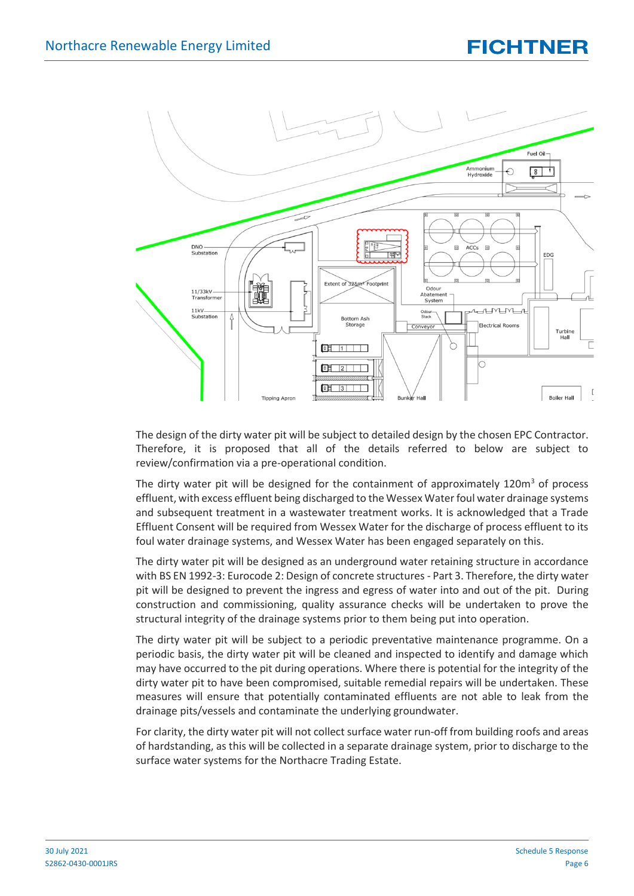The design of the dirty water pit will be subject to detailed design by the chosen EPC Contractor. Therefore, it is proposed that all of the details referred to below are subject to review/confirmation via a pre-operational condition.

The dirty water pit will be designed for the containment of approximately 120m$^3$ of process effluent, with excess effluent being discharged to the Wessex Water foul water drainage systems and subsequent treatment in a wastewater treatment works. It is acknowledged that a Trade Effluent Consent will be required from Wessex Water for the discharge of process effluent to its foul water drainage systems, and Wessex Water has been engaged separately on this.

The dirty water pit will be designed as an underground water retaining structure in accordance with BS EN 1992-3: Eurocode 2: Design of concrete structures - Part 3. Therefore, the dirty water pit will be designed to prevent the ingress and egress of water into and out of the pit. During construction and commissioning, quality assurance checks will be undertaken to prove the structural integrity of the drainage systems prior to them being put into operation.

The dirty water pit will be subject to a periodic preventative maintenance programme. On a periodic basis, the dirty water pit will be cleaned and inspected to identify and damage which may have occurred to the pit during operations. Where there is potential for the integrity of the dirty water pit to have been compromised, suitable remedial repairs will be undertaken. These measures will ensure that potentially contaminated effluents are not able to leak from the drainage pits/vessels and contaminate the underlying groundwater.

For clarity, the dirty water pit will not collect surface water run-off from building roofs and areas of hardstanding, as this will be collected in a separate drainage system, prior to discharge to the surface water systems for the Northacre Trading Estate.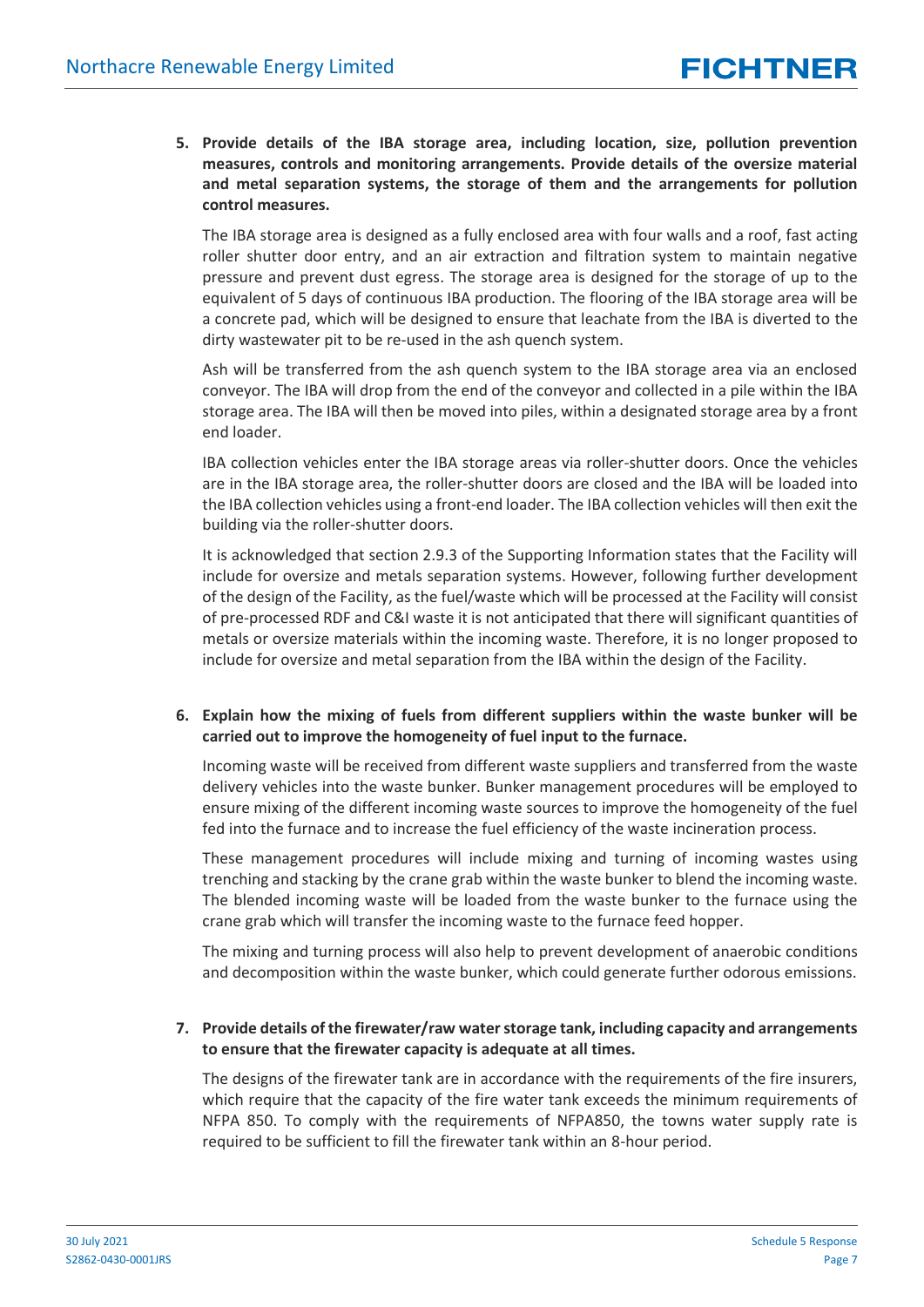5. **Provide details of the IBA storage area, including location, size, pollution prevention measures, controls and monitoring arrangements. Provide details of the oversize material and metal separation systems, the storage of them and the arrangements for pollution control measures.**

   The IBA storage area is designed as a fully enclosed area with four walls and a roof, fast acting roller shutter door entry, and an air extraction and filtration system to maintain negative pressure and prevent dust egress. The storage area is designed for the storage of up to the equivalent of 5 days of continuous IBA production. The flooring of the IBA storage area will be a concrete pad, which will be designed to ensure that leachate from the IBA is diverted to the dirty wastewater pit to be re-used in the ash quench system.

   Ash will be transferred from the ash quench system to the IBA storage area via an enclosed conveyor. The IBA will drop from the end of the conveyor and collected in a pile within the IBA storage area. The IBA will then be moved into piles, within a designated storage area by a front end loader.

   IBA collection vehicles enter the IBA storage areas via roller-shutter doors. Once the vehicles are in the IBA storage area, the roller-shutter doors are closed and the IBA will be loaded into the IBA collection vehicles using a front-end loader. The IBA collection vehicles will then exit the building via the roller-shutter doors.

   It is acknowledged that section 2.9.3 of the Supporting Information states that the Facility will include for oversize and metals separation systems. However, following further development of the design of the Facility, as the fuel/waste which will be processed at the Facility will consist of pre-processed RDF and C&I waste it is not anticipated that there will significant quantities of metals or oversize materials within the incoming waste. Therefore, it is no longer proposed to include for oversize and metal separation from the IBA within the design of the Facility.

6. **Explain how the mixing of fuels from different suppliers within the waste bunker will be carried out to improve the homogeneity of fuel input to the furnace.**

   Incoming waste will be received from different waste suppliers and transferred from the waste delivery vehicles into the waste bunker. Bunker management procedures will be employed to ensure mixing of the different incoming waste sources to improve the homogeneity of the fuel fed into the furnace and to increase the fuel efficiency of the waste incineration process.

   These management procedures will include mixing and turning of incoming wastes using trenching and stacking by the crane grab within the waste bunker to blend the incoming waste. The blended incoming waste will be loaded from the waste bunker to the furnace using the crane grab which will transfer the incoming waste to the furnace feed hopper.

   The mixing and turning process will also help to prevent development of anaerobic conditions and decomposition within the waste bunker, which could generate further odorous emissions.

7. **Provide details of the firewater/raw water storage tank, including capacity and arrangements to ensure that the firewater capacity is adequate at all times.**

   The designs of the firewater tank are in accordance with the requirements of the fire insurers, which require that the capacity of the fire water tank exceeds the minimum requirements of NFPA 850. To comply with the requirements of NFPA850, the towns water supply rate is required to be sufficient to fill the firewater tank within an 8-hour period.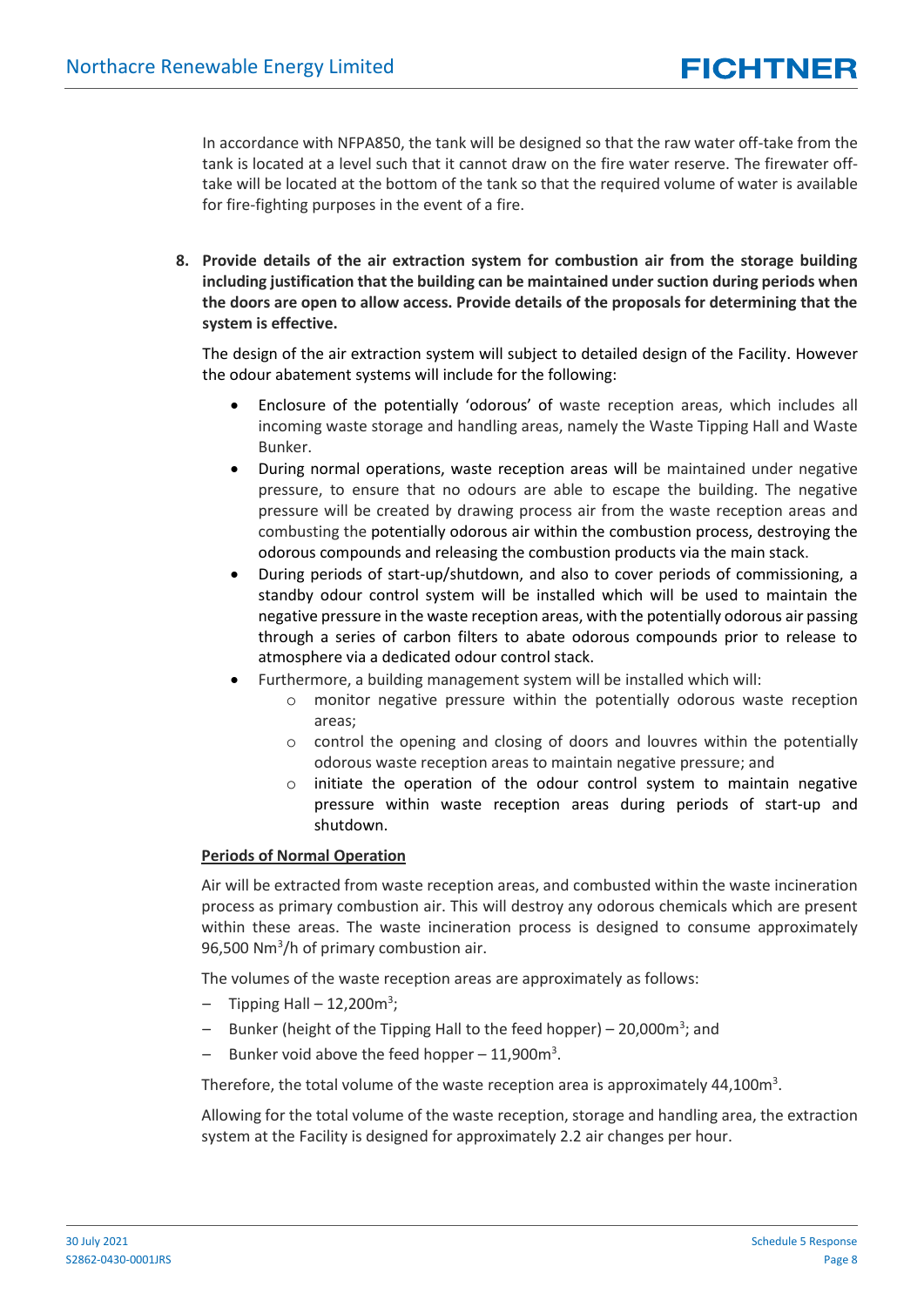In accordance with NFPA850, the tank will be designed so that the raw water off-take from the tank is located at a level such that it cannot draw on the fire water reserve. The firewater off-take will be located at the bottom of the tank so that the required volume of water is available for fire-fighting purposes in the event of a fire.

8. **Provide details of the air extraction system for combustion air from the storage building including justification that the building can be maintained under suction during periods when the doors are open to allow access. Provide details of the proposals for determining that the system is effective.**

   The design of the air extraction system will subject to detailed design of the Facility. However the odour abatement systems will include for the following:

   - Enclosure of the potentially 'odorous' of waste reception areas, which includes all incoming waste storage and handling areas, namely the Waste Tipping Hall and Waste Bunker.
   - During normal operations, waste reception areas will be maintained under negative pressure, to ensure that no odours are able to escape the building. The negative pressure will be created by drawing process air from the waste reception areas and combusting the potentially odorous air within the combustion process, destroying the odorous compounds and releasing the combustion products via the main stack.
   - During periods of start-up/shutdown, and also to cover periods of commissioning, a standby odour control system will be installed which will be used to maintain the negative pressure in the waste reception areas, with the potentially odorous air passing through a series of carbon filters to abate odorous compounds prior to release to atmosphere via a dedicated odour control stack.
   - Furthermore, a building management system will be installed which will:
     - monitor negative pressure within the potentially odorous waste reception areas;
     - control the opening and closing of doors and louvres within the potentially odorous waste reception areas to maintain negative pressure; and
     - initiate the operation of the odour control system to maintain negative pressure within waste reception areas during periods of start-up and shutdown.

   **Periods of Normal Operation**

   Air will be extracted from waste reception areas, and combusted within the waste incineration process as primary combustion air. This will destroy any odorous chemicals which are present within these areas. The waste incineration process is designed to consume approximately 96,500 $Nm^3$/h of primary combustion air.

   The volumes of the waste reception areas are approximately as follows:

   – Tipping Hall – 12,200$m^3$;
   – Bunker (height of the Tipping Hall to the feed hopper) – 20,000$m^3$; and
   – Bunker void above the feed hopper – 11,900$m^3$.

   Therefore, the total volume of the waste reception area is approximately 44,100$m^3$.

   Allowing for the total volume of the waste reception, storage and handling area, the extraction system at the Facility is designed for approximately 2.2 air changes per hour.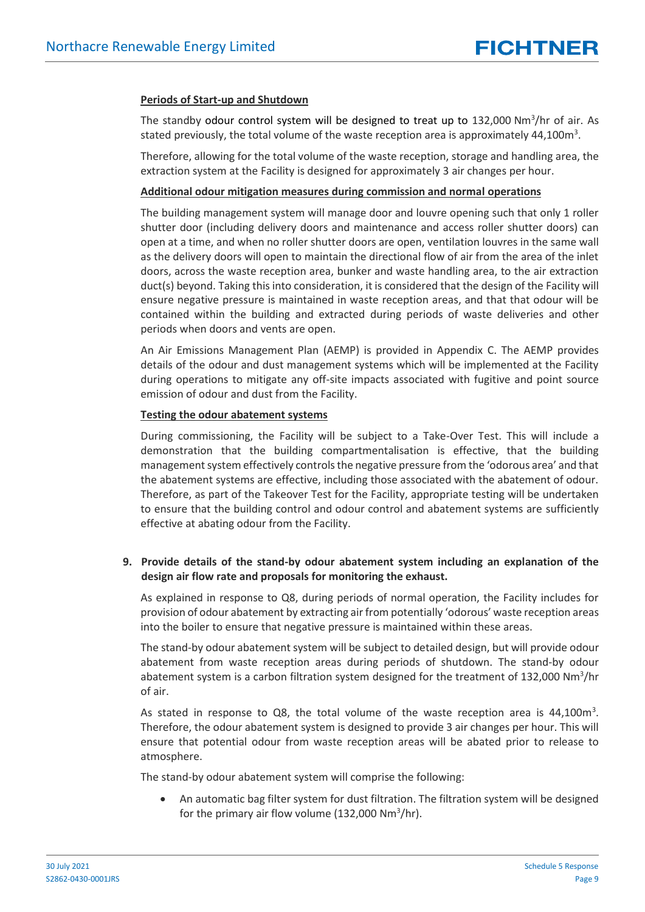**Periods of Start-up and Shutdown**

The standby odour control system will be designed to treat up to 132,000 $Nm^3/hr$ of air. As stated previously, the total volume of the waste reception area is approximately 44,100$m^3$.

Therefore, allowing for the total volume of the waste reception, storage and handling area, the extraction system at the Facility is designed for approximately 3 air changes per hour.

**Additional odour mitigation measures during commission and normal operations**

The building management system will manage door and louvre opening such that only 1 roller shutter door (including delivery doors and maintenance and access roller shutter doors) can open at a time, and when no roller shutter doors are open, ventilation louvres in the same wall as the delivery doors will open to maintain the directional flow of air from the area of the inlet doors, across the waste reception area, bunker and waste handling area, to the air extraction duct(s) beyond. Taking this into consideration, it is considered that the design of the Facility will ensure negative pressure is maintained in waste reception areas, and that that odour will be contained within the building and extracted during periods of waste deliveries and other periods when doors and vents are open.

An Air Emissions Management Plan (AEMP) is provided in Appendix C. The AEMP provides details of the odour and dust management systems which will be implemented at the Facility during operations to mitigate any off-site impacts associated with fugitive and point source emission of odour and dust from the Facility.

**Testing the odour abatement systems**

During commissioning, the Facility will be subject to a Take-Over Test. This will include a demonstration that the building compartmentalisation is effective, that the building management system effectively controls the negative pressure from the 'odorous area' and that the abatement systems are effective, including those associated with the abatement of odour. Therefore, as part of the Takeover Test for the Facility, appropriate testing will be undertaken to ensure that the building control and odour control and abatement systems are sufficiently effective at abating odour from the Facility.

**9. Provide details of the stand-by odour abatement system including an explanation of the design air flow rate and proposals for monitoring the exhaust.**

As explained in response to Q8, during periods of normal operation, the Facility includes for provision of odour abatement by extracting air from potentially 'odorous' waste reception areas into the boiler to ensure that negative pressure is maintained within these areas.

The stand-by odour abatement system will be subject to detailed design, but will provide odour abatement from waste reception areas during periods of shutdown. The stand-by odour abatement system is a carbon filtration system designed for the treatment of 132,000 $Nm^3/hr$ of air.

As stated in response to Q8, the total volume of the waste reception area is 44,100$m^3$. Therefore, the odour abatement system is designed to provide 3 air changes per hour. This will ensure that potential odour from waste reception areas will be abated prior to release to atmosphere.

The stand-by odour abatement system will comprise the following:

- An automatic bag filter system for dust filtration. The filtration system will be designed for the primary air flow volume (132,000 $Nm^3/hr$).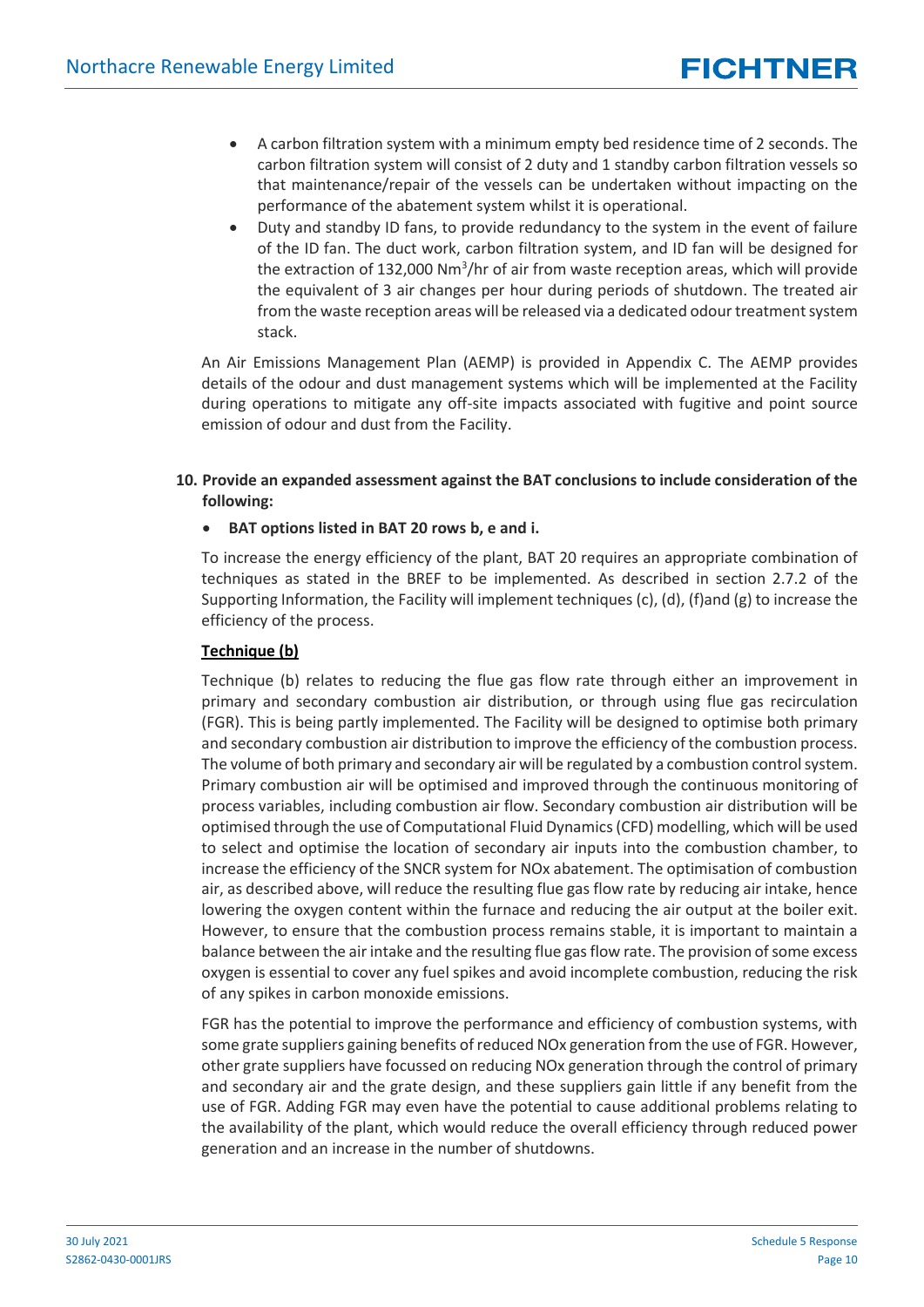- A carbon filtration system with a minimum empty bed residence time of 2 seconds. The carbon filtration system will consist of 2 duty and 1 standby carbon filtration vessels so that maintenance/repair of the vessels can be undertaken without impacting on the performance of the abatement system whilst it is operational.
- Duty and standby ID fans, to provide redundancy to the system in the event of failure of the ID fan. The duct work, carbon filtration system, and ID fan will be designed for the extraction of 132,000 $Nm^3/hr$ of air from waste reception areas, which will provide the equivalent of 3 air changes per hour during periods of shutdown. The treated air from the waste reception areas will be released via a dedicated odour treatment system stack.

An Air Emissions Management Plan (AEMP) is provided in Appendix C. The AEMP provides details of the odour and dust management systems which will be implemented at the Facility during operations to mitigate any off-site impacts associated with fugitive and point source emission of odour and dust from the Facility.

**10. Provide an expanded assessment against the BAT conclusions to include consideration of the following:**

- **BAT options listed in BAT 20 rows b, e and i.**

To increase the energy efficiency of the plant, BAT 20 requires an appropriate combination of techniques as stated in the BREF to be implemented. As described in section 2.7.2 of the Supporting Information, the Facility will implement techniques (c), (d), (f)and (g) to increase the efficiency of the process.

**Technique (b)**

Technique (b) relates to reducing the flue gas flow rate through either an improvement in primary and secondary combustion air distribution, or through using flue gas recirculation (FGR). This is being partly implemented. The Facility will be designed to optimise both primary and secondary combustion air distribution to improve the efficiency of the combustion process. The volume of both primary and secondary air will be regulated by a combustion control system. Primary combustion air will be optimised and improved through the continuous monitoring of process variables, including combustion air flow. Secondary combustion air distribution will be optimised through the use of Computational Fluid Dynamics (CFD) modelling, which will be used to select and optimise the location of secondary air inputs into the combustion chamber, to increase the efficiency of the SNCR system for NOx abatement. The optimisation of combustion air, as described above, will reduce the resulting flue gas flow rate by reducing air intake, hence lowering the oxygen content within the furnace and reducing the air output at the boiler exit. However, to ensure that the combustion process remains stable, it is important to maintain a balance between the air intake and the resulting flue gas flow rate. The provision of some excess oxygen is essential to cover any fuel spikes and avoid incomplete combustion, reducing the risk of any spikes in carbon monoxide emissions.

FGR has the potential to improve the performance and efficiency of combustion systems, with some grate suppliers gaining benefits of reduced NOx generation from the use of FGR. However, other grate suppliers have focussed on reducing NOx generation through the control of primary and secondary air and the grate design, and these suppliers gain little if any benefit from the use of FGR. Adding FGR may even have the potential to cause additional problems relating to the availability of the plant, which would reduce the overall efficiency through reduced power generation and an increase in the number of shutdowns.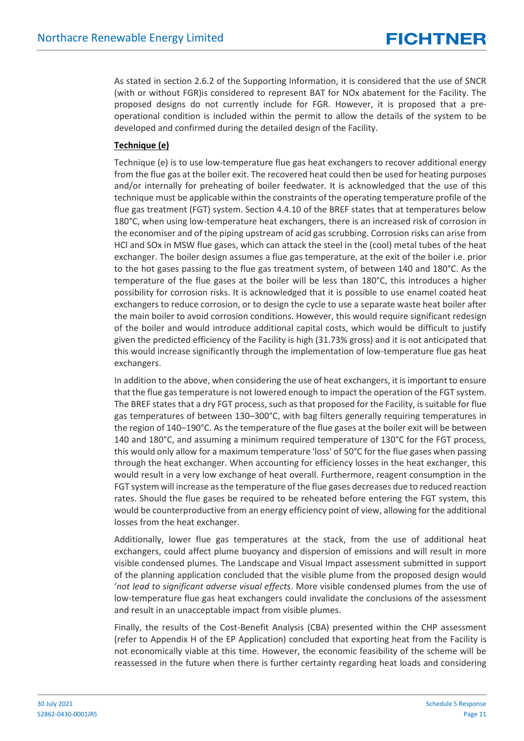As stated in section 2.6.2 of the Supporting Information, it is considered that the use of SNCR (with or without FGR)is considered to represent BAT for NOx abatement for the Facility. The proposed designs do not currently include for FGR. However, it is proposed that a pre-operational condition is included within the permit to allow the details of the system to be developed and confirmed during the detailed design of the Facility.

**Technique (e)**

Technique (e) is to use low-temperature flue gas heat exchangers to recover additional energy from the flue gas at the boiler exit. The recovered heat could then be used for heating purposes and/or internally for preheating of boiler feedwater. It is acknowledged that the use of this technique must be applicable within the constraints of the operating temperature profile of the flue gas treatment (FGT) system. Section 4.4.10 of the BREF states that at temperatures below 180°C, when using low-temperature heat exchangers, there is an increased risk of corrosion in the economiser and of the piping upstream of acid gas scrubbing. Corrosion risks can arise from HCl and SOx in MSW flue gases, which can attack the steel in the (cool) metal tubes of the heat exchanger. The boiler design assumes a flue gas temperature, at the exit of the boiler i.e. prior to the hot gases passing to the flue gas treatment system, of between 140 and 180°C. As the temperature of the flue gases at the boiler will be less than 180°C, this introduces a higher possibility for corrosion risks. It is acknowledged that it is possible to use enamel coated heat exchangers to reduce corrosion, or to design the cycle to use a separate waste heat boiler after the main boiler to avoid corrosion conditions. However, this would require significant redesign of the boiler and would introduce additional capital costs, which would be difficult to justify given the predicted efficiency of the Facility is high (31.73% gross) and it is not anticipated that this would increase significantly through the implementation of low-temperature flue gas heat exchangers.

In addition to the above, when considering the use of heat exchangers, it is important to ensure that the flue gas temperature is not lowered enough to impact the operation of the FGT system. The BREF states that a dry FGT process, such as that proposed for the Facility, is suitable for flue gas temperatures of between 130–300°C, with bag filters generally requiring temperatures in the region of 140–190°C. As the temperature of the flue gases at the boiler exit will be between 140 and 180°C, and assuming a minimum required temperature of 130°C for the FGT process, this would only allow for a maximum temperature 'loss' of 50°C for the flue gases when passing through the heat exchanger. When accounting for efficiency losses in the heat exchanger, this would result in a very low exchange of heat overall. Furthermore, reagent consumption in the FGT system will increase as the temperature of the flue gases decreases due to reduced reaction rates. Should the flue gases be required to be reheated before entering the FGT system, this would be counterproductive from an energy efficiency point of view, allowing for the additional losses from the heat exchanger.

Additionally, lower flue gas temperatures at the stack, from the use of additional heat exchangers, could affect plume buoyancy and dispersion of emissions and will result in more visible condensed plumes. The Landscape and Visual Impact assessment submitted in support of the planning application concluded that the visible plume from the proposed design would '*not lead to significant adverse visual effects*. More visible condensed plumes from the use of low-temperature flue gas heat exchangers could invalidate the conclusions of the assessment and result in an unacceptable impact from visible plumes.

Finally, the results of the Cost-Benefit Analysis (CBA) presented within the CHP assessment (refer to Appendix H of the EP Application) concluded that exporting heat from the Facility is not economically viable at this time. However, the economic feasibility of the scheme will be reassessed in the future when there is further certainty regarding heat loads and considering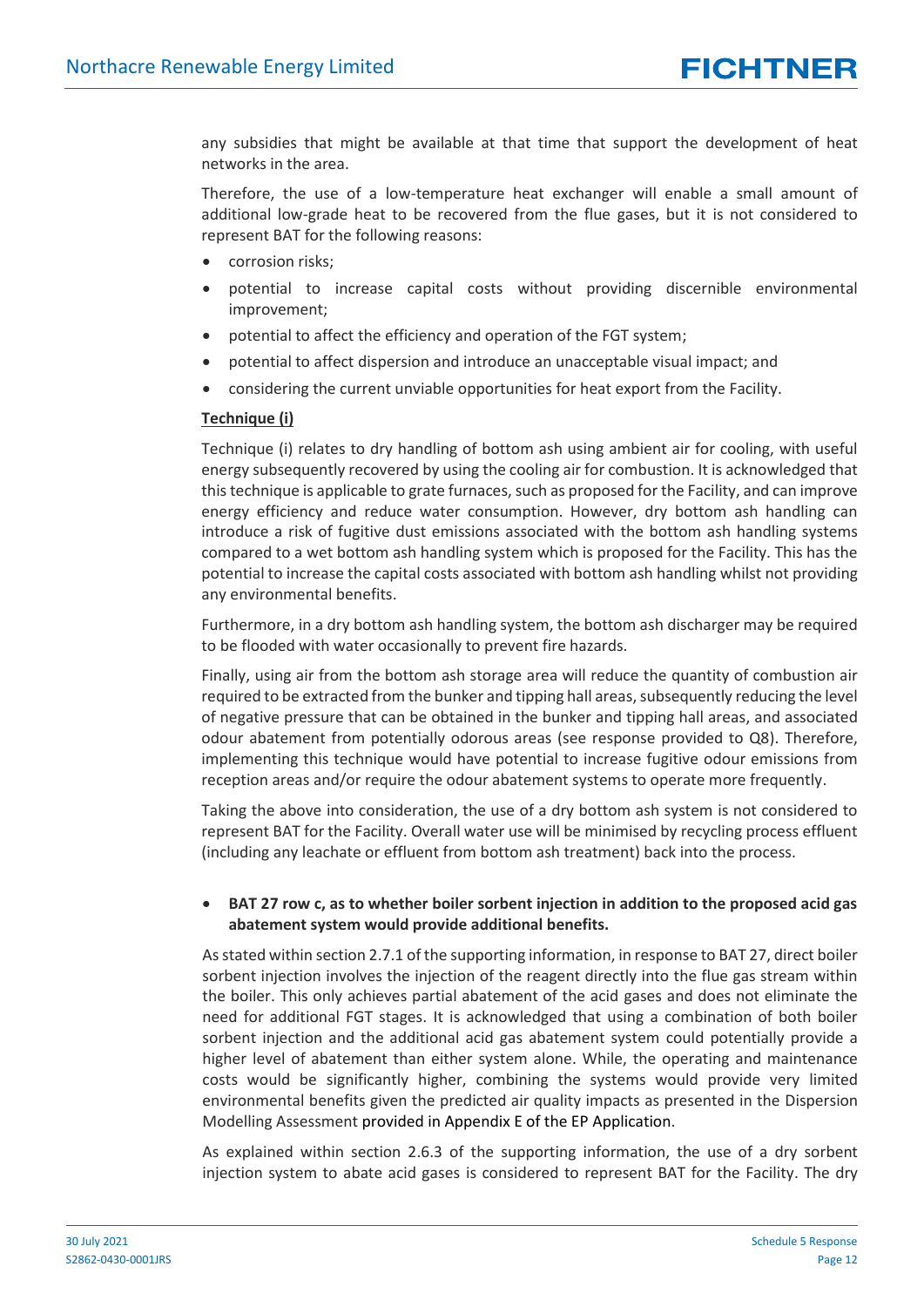any subsidies that might be available at that time that support the development of heat networks in the area.

Therefore, the use of a low-temperature heat exchanger will enable a small amount of additional low-grade heat to be recovered from the flue gases, but it is not considered to represent BAT for the following reasons:

- corrosion risks;
- potential to increase capital costs without providing discernible environmental improvement;
- potential to affect the efficiency and operation of the FGT system;
- potential to affect dispersion and introduce an unacceptable visual impact; and
- considering the current unviable opportunities for heat export from the Facility.

**Technique (i)**

Technique (i) relates to dry handling of bottom ash using ambient air for cooling, with useful energy subsequently recovered by using the cooling air for combustion. It is acknowledged that this technique is applicable to grate furnaces, such as proposed for the Facility, and can improve energy efficiency and reduce water consumption. However, dry bottom ash handling can introduce a risk of fugitive dust emissions associated with the bottom ash handling systems compared to a wet bottom ash handling system which is proposed for the Facility. This has the potential to increase the capital costs associated with bottom ash handling whilst not providing any environmental benefits.

Furthermore, in a dry bottom ash handling system, the bottom ash discharger may be required to be flooded with water occasionally to prevent fire hazards.

Finally, using air from the bottom ash storage area will reduce the quantity of combustion air required to be extracted from the bunker and tipping hall areas, subsequently reducing the level of negative pressure that can be obtained in the bunker and tipping hall areas, and associated odour abatement from potentially odorous areas (see response provided to Q8). Therefore, implementing this technique would have potential to increase fugitive odour emissions from reception areas and/or require the odour abatement systems to operate more frequently.

Taking the above into consideration, the use of a dry bottom ash system is not considered to represent BAT for the Facility. Overall water use will be minimised by recycling process effluent (including any leachate or effluent from bottom ash treatment) back into the process.

- **BAT 27 row c, as to whether boiler sorbent injection in addition to the proposed acid gas abatement system would provide additional benefits.**

As stated within section 2.7.1 of the supporting information, in response to BAT 27, direct boiler sorbent injection involves the injection of the reagent directly into the flue gas stream within the boiler. This only achieves partial abatement of the acid gases and does not eliminate the need for additional FGT stages. It is acknowledged that using a combination of both boiler sorbent injection and the additional acid gas abatement system could potentially provide a higher level of abatement than either system alone. While, the operating and maintenance costs would be significantly higher, combining the systems would provide very limited environmental benefits given the predicted air quality impacts as presented in the Dispersion Modelling Assessment provided in Appendix E of the EP Application.

As explained within section 2.6.3 of the supporting information, the use of a dry sorbent injection system to abate acid gases is considered to represent BAT for the Facility. The dry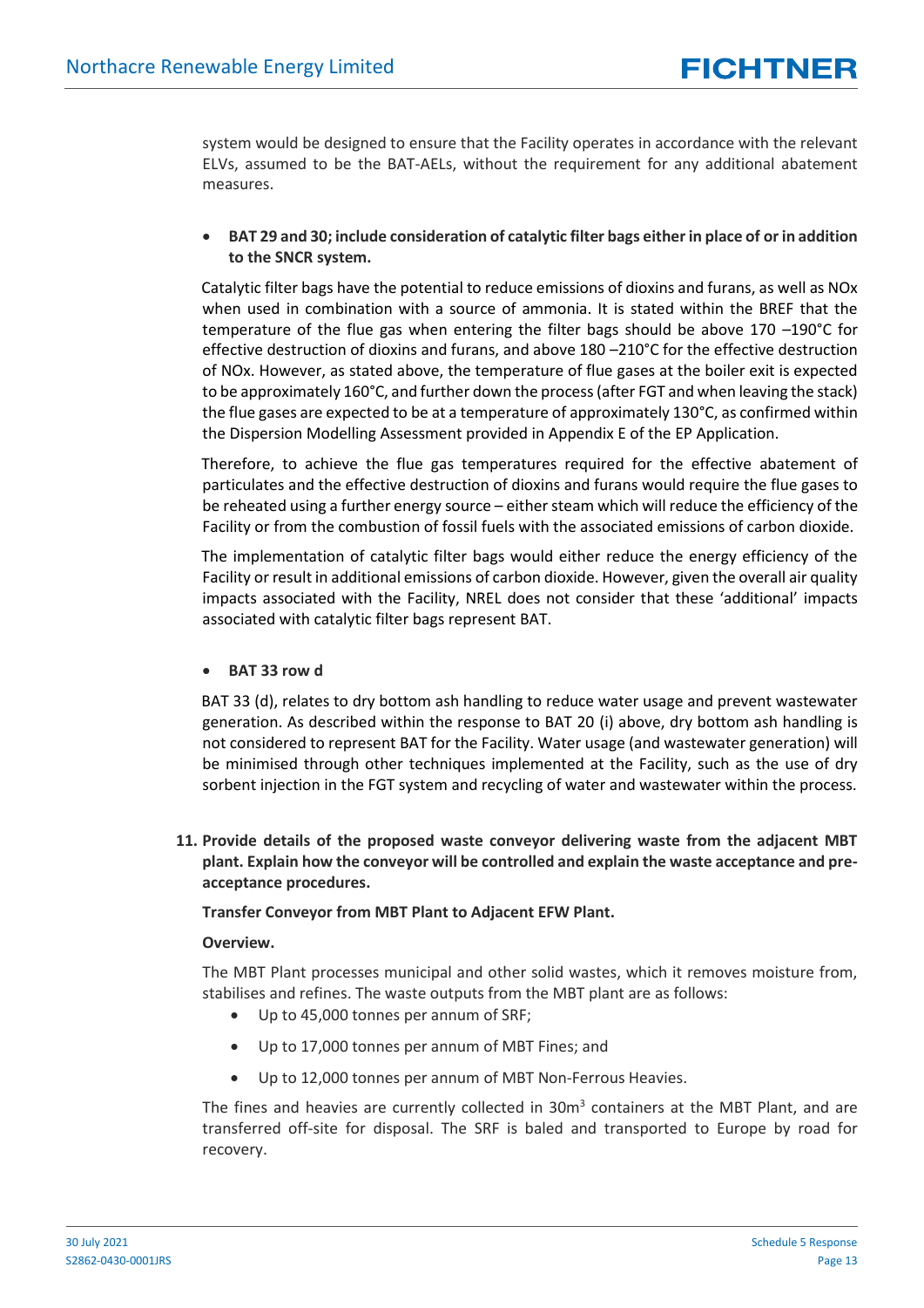system would be designed to ensure that the Facility operates in accordance with the relevant ELVs, assumed to be the BAT-AELs, without the requirement for any additional abatement measures.

- **BAT 29 and 30; include consideration of catalytic filter bags either in place of or in addition to the SNCR system.**

Catalytic filter bags have the potential to reduce emissions of dioxins and furans, as well as NOx when used in combination with a source of ammonia. It is stated within the BREF that the temperature of the flue gas when entering the filter bags should be above 170 –190°C for effective destruction of dioxins and furans, and above 180 –210°C for the effective destruction of NOx. However, as stated above, the temperature of flue gases at the boiler exit is expected to be approximately 160°C, and further down the process (after FGT and when leaving the stack) the flue gases are expected to be at a temperature of approximately 130°C, as confirmed within the Dispersion Modelling Assessment provided in Appendix E of the EP Application.

Therefore, to achieve the flue gas temperatures required for the effective abatement of particulates and the effective destruction of dioxins and furans would require the flue gases to be reheated using a further energy source – either steam which will reduce the efficiency of the Facility or from the combustion of fossil fuels with the associated emissions of carbon dioxide.

The implementation of catalytic filter bags would either reduce the energy efficiency of the Facility or result in additional emissions of carbon dioxide. However, given the overall air quality impacts associated with the Facility, NREL does not consider that these 'additional' impacts associated with catalytic filter bags represent BAT.

- **BAT 33 row d**

BAT 33 (d), relates to dry bottom ash handling to reduce water usage and prevent wastewater generation. As described within the response to BAT 20 (i) above, dry bottom ash handling is not considered to represent BAT for the Facility. Water usage (and wastewater generation) will be minimised through other techniques implemented at the Facility, such as the use of dry sorbent injection in the FGT system and recycling of water and wastewater within the process.

**11. Provide details of the proposed waste conveyor delivering waste from the adjacent MBT plant. Explain how the conveyor will be controlled and explain the waste acceptance and pre-acceptance procedures.**

**Transfer Conveyor from MBT Plant to Adjacent EFW Plant.**

**Overview.**

The MBT Plant processes municipal and other solid wastes, which it removes moisture from, stabilises and refines. The waste outputs from the MBT plant are as follows:

- Up to 45,000 tonnes per annum of SRF;
- Up to 17,000 tonnes per annum of MBT Fines; and
- Up to 12,000 tonnes per annum of MBT Non-Ferrous Heavies.

The fines and heavies are currently collected in 30m$^3$ containers at the MBT Plant, and are transferred off-site for disposal. The SRF is baled and transported to Europe by road for recovery.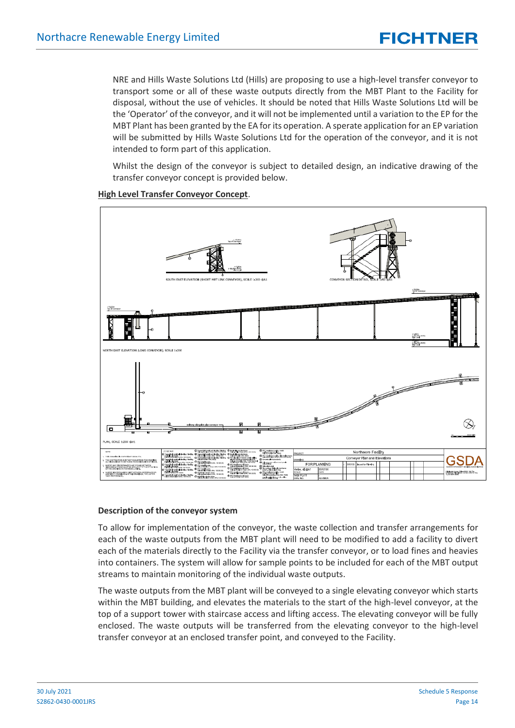NRE and Hills Waste Solutions Ltd (Hills) are proposing to use a high-level transfer conveyor to transport some or all of these waste outputs directly from the MBT Plant to the Facility for disposal, without the use of vehicles. It should be noted that Hills Waste Solutions Ltd will be the 'Operator' of the conveyor, and it will not be implemented until a variation to the EP for the MBT Plant has been granted by the EA for its operation. A sperate application for an EP variation will be submitted by Hills Waste Solutions Ltd for the operation of the conveyor, and it is not intended to form part of this application.

Whilst the design of the conveyor is subject to detailed design, an indicative drawing of the transfer conveyor concept is provided below.

**High Level Transfer Conveyor Concept**.

### Description of the conveyor system

To allow for implementation of the conveyor, the waste collection and transfer arrangements for each of the waste outputs from the MBT plant will need to be modified to add a facility to divert each of the materials directly to the Facility via the transfer conveyor, or to load fines and heavies into containers. The system will allow for sample points to be included for each of the MBT output streams to maintain monitoring of the individual waste outputs.

The waste outputs from the MBT plant will be conveyed to a single elevating conveyor which starts within the MBT building, and elevates the materials to the start of the high-level conveyor, at the top of a support tower with staircase access and lifting access. The elevating conveyor will be fully enclosed. The waste outputs will be transferred from the elevating conveyor to the high-level transfer conveyor at an enclosed transfer point, and conveyed to the Facility.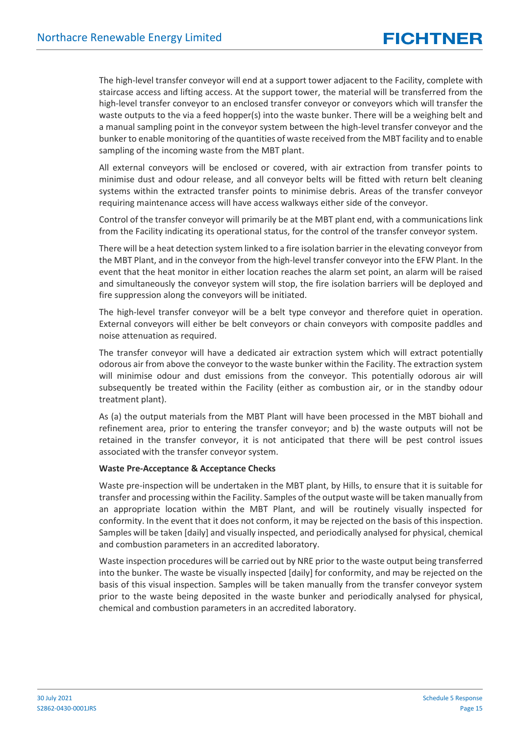The high-level transfer conveyor will end at a support tower adjacent to the Facility, complete with staircase access and lifting access. At the support tower, the material will be transferred from the high-level transfer conveyor to an enclosed transfer conveyor or conveyors which will transfer the waste outputs to the via a feed hopper(s) into the waste bunker. There will be a weighing belt and a manual sampling point in the conveyor system between the high-level transfer conveyor and the bunker to enable monitoring of the quantities of waste received from the MBT facility and to enable sampling of the incoming waste from the MBT plant.

All external conveyors will be enclosed or covered, with air extraction from transfer points to minimise dust and odour release, and all conveyor belts will be fitted with return belt cleaning systems within the extracted transfer points to minimise debris. Areas of the transfer conveyor requiring maintenance access will have access walkways either side of the conveyor.

Control of the transfer conveyor will primarily be at the MBT plant end, with a communications link from the Facility indicating its operational status, for the control of the transfer conveyor system.

There will be a heat detection system linked to a fire isolation barrier in the elevating conveyor from the MBT Plant, and in the conveyor from the high-level transfer conveyor into the EFW Plant. In the event that the heat monitor in either location reaches the alarm set point, an alarm will be raised and simultaneously the conveyor system will stop, the fire isolation barriers will be deployed and fire suppression along the conveyors will be initiated.

The high-level transfer conveyor will be a belt type conveyor and therefore quiet in operation. External conveyors will either be belt conveyors or chain conveyors with composite paddles and noise attenuation as required.

The transfer conveyor will have a dedicated air extraction system which will extract potentially odorous air from above the conveyor to the waste bunker within the Facility. The extraction system will minimise odour and dust emissions from the conveyor. This potentially odorous air will subsequently be treated within the Facility (either as combustion air, or in the standby odour treatment plant).

As (a) the output materials from the MBT Plant will have been processed in the MBT biohall and refinement area, prior to entering the transfer conveyor; and b) the waste outputs will not be retained in the transfer conveyor, it is not anticipated that there will be pest control issues associated with the transfer conveyor system.

**Waste Pre-Acceptance & Acceptance Checks**

Waste pre-inspection will be undertaken in the MBT plant, by Hills, to ensure that it is suitable for transfer and processing within the Facility. Samples of the output waste will be taken manually from an appropriate location within the MBT Plant, and will be routinely visually inspected for conformity. In the event that it does not conform, it may be rejected on the basis of this inspection. Samples will be taken [daily] and visually inspected, and periodically analysed for physical, chemical and combustion parameters in an accredited laboratory.

Waste inspection procedures will be carried out by NRE prior to the waste output being transferred into the bunker. The waste be visually inspected [daily] for conformity, and may be rejected on the basis of this visual inspection. Samples will be taken manually from the transfer conveyor system prior to the waste being deposited in the waste bunker and periodically analysed for physical, chemical and combustion parameters in an accredited laboratory.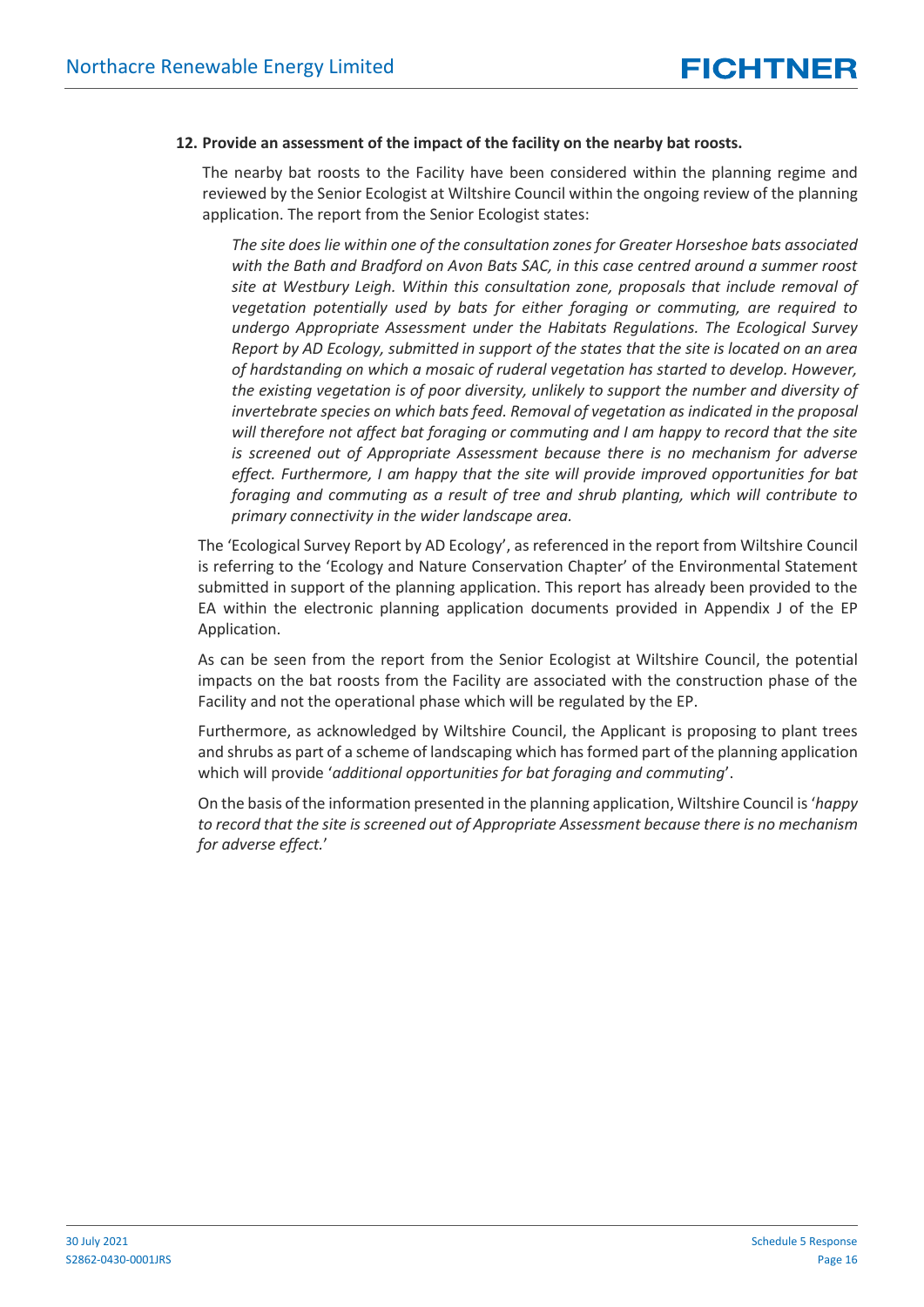**12. Provide an assessment of the impact of the facility on the nearby bat roosts.**

The nearby bat roosts to the Facility have been considered within the planning regime and reviewed by the Senior Ecologist at Wiltshire Council within the ongoing review of the planning application. The report from the Senior Ecologist states:

> *The site does lie within one of the consultation zones for Greater Horseshoe bats associated with the Bath and Bradford on Avon Bats SAC, in this case centred around a summer roost site at Westbury Leigh. Within this consultation zone, proposals that include removal of vegetation potentially used by bats for either foraging or commuting, are required to undergo Appropriate Assessment under the Habitats Regulations. The Ecological Survey Report by AD Ecology, submitted in support of the states that the site is located on an area of hardstanding on which a mosaic of ruderal vegetation has started to develop. However, the existing vegetation is of poor diversity, unlikely to support the number and diversity of invertebrate species on which bats feed. Removal of vegetation as indicated in the proposal will therefore not affect bat foraging or commuting and I am happy to record that the site is screened out of Appropriate Assessment because there is no mechanism for adverse effect. Furthermore, I am happy that the site will provide improved opportunities for bat foraging and commuting as a result of tree and shrub planting, which will contribute to primary connectivity in the wider landscape area.*

The 'Ecological Survey Report by AD Ecology', as referenced in the report from Wiltshire Council is referring to the 'Ecology and Nature Conservation Chapter' of the Environmental Statement submitted in support of the planning application. This report has already been provided to the EA within the electronic planning application documents provided in Appendix J of the EP Application.

As can be seen from the report from the Senior Ecologist at Wiltshire Council, the potential impacts on the bat roosts from the Facility are associated with the construction phase of the Facility and not the operational phase which will be regulated by the EP.

Furthermore, as acknowledged by Wiltshire Council, the Applicant is proposing to plant trees and shrubs as part of a scheme of landscaping which has formed part of the planning application which will provide '*additional opportunities for bat foraging and commuting*'.

On the basis of the information presented in the planning application, Wiltshire Council is '*happy to record that the site is screened out of Appropriate Assessment because there is no mechanism for adverse effect.*'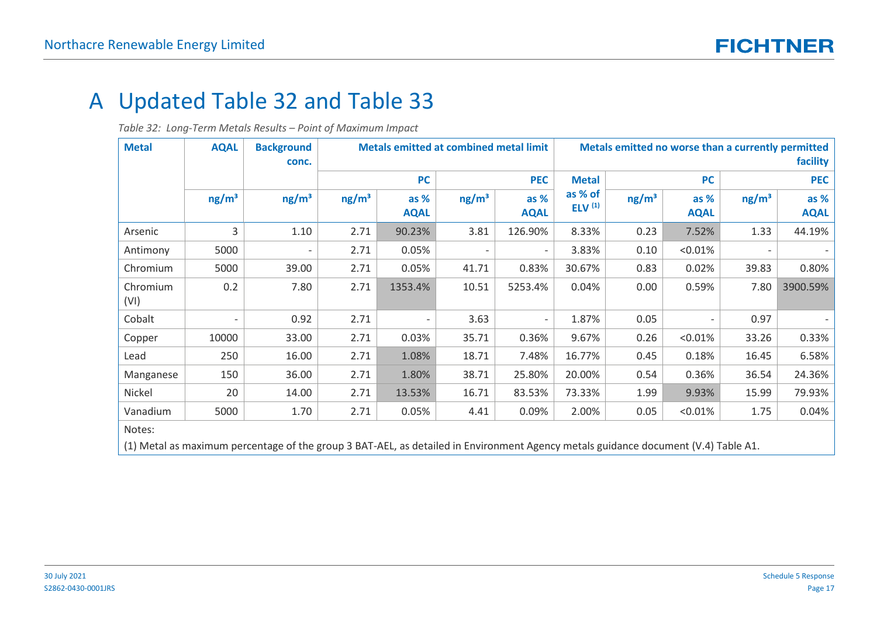# A Updated Table 32 and Table 33

*Table 32: Long-Term Metals Results – Point of Maximum Impact*

| Metal | AQAL | Background conc. | Metals emitted at combined metal limit | | | | Metals emitted no worse than a currently permitted facility | | | | |
|---|---|---|---|---|---|---|---|---|---|---|---|
| | | | PC | | PEC | | Metal as % of ELV (1) | PC | | PEC | |
| | ng/m³ | ng/m³ | ng/m³ | as % AQAL | ng/m³ | as % AQAL | | ng/m³ | as % AQAL | ng/m³ | as % AQAL |
| Arsenic | 3 | 1.10 | 2.71 | 90.23% | 3.81 | 126.90% | 8.33% | 0.23 | 7.52% | 1.33 | 44.19% |
| Antimony | 5000 | - | 2.71 | 0.05% | - | - | 3.83% | 0.10 | <0.01% | - | - |
| Chromium | 5000 | 39.00 | 2.71 | 0.05% | 41.71 | 0.83% | 30.67% | 0.83 | 0.02% | 39.83 | 0.80% |
| Chromium (VI) | 0.2 | 7.80 | 2.71 | 1353.4% | 10.51 | 5253.4% | 0.04% | 0.00 | 0.59% | 7.80 | 3900.59% |
| Cobalt | - | 0.92 | 2.71 | - | 3.63 | - | 1.87% | 0.05 | - | 0.97 | - |
| Copper | 10000 | 33.00 | 2.71 | 0.03% | 35.71 | 0.36% | 9.67% | 0.26 | <0.01% | 33.26 | 0.33% |
| Lead | 250 | 16.00 | 2.71 | 1.08% | 18.71 | 7.48% | 16.77% | 0.45 | 0.18% | 16.45 | 6.58% |
| Manganese | 150 | 36.00 | 2.71 | 1.80% | 38.71 | 25.80% | 20.00% | 0.54 | 0.36% | 36.54 | 24.36% |
| Nickel | 20 | 14.00 | 2.71 | 13.53% | 16.71 | 83.53% | 73.33% | 1.99 | 9.93% | 15.99 | 79.93% |
| Vanadium | 5000 | 1.70 | 2.71 | 0.05% | 4.41 | 0.09% | 2.00% | 0.05 | <0.01% | 1.75 | 0.04% |

Notes:

(1) Metal as maximum percentage of the group 3 BAT-AEL, as detailed in Environment Agency metals guidance document (V.4) Table A1.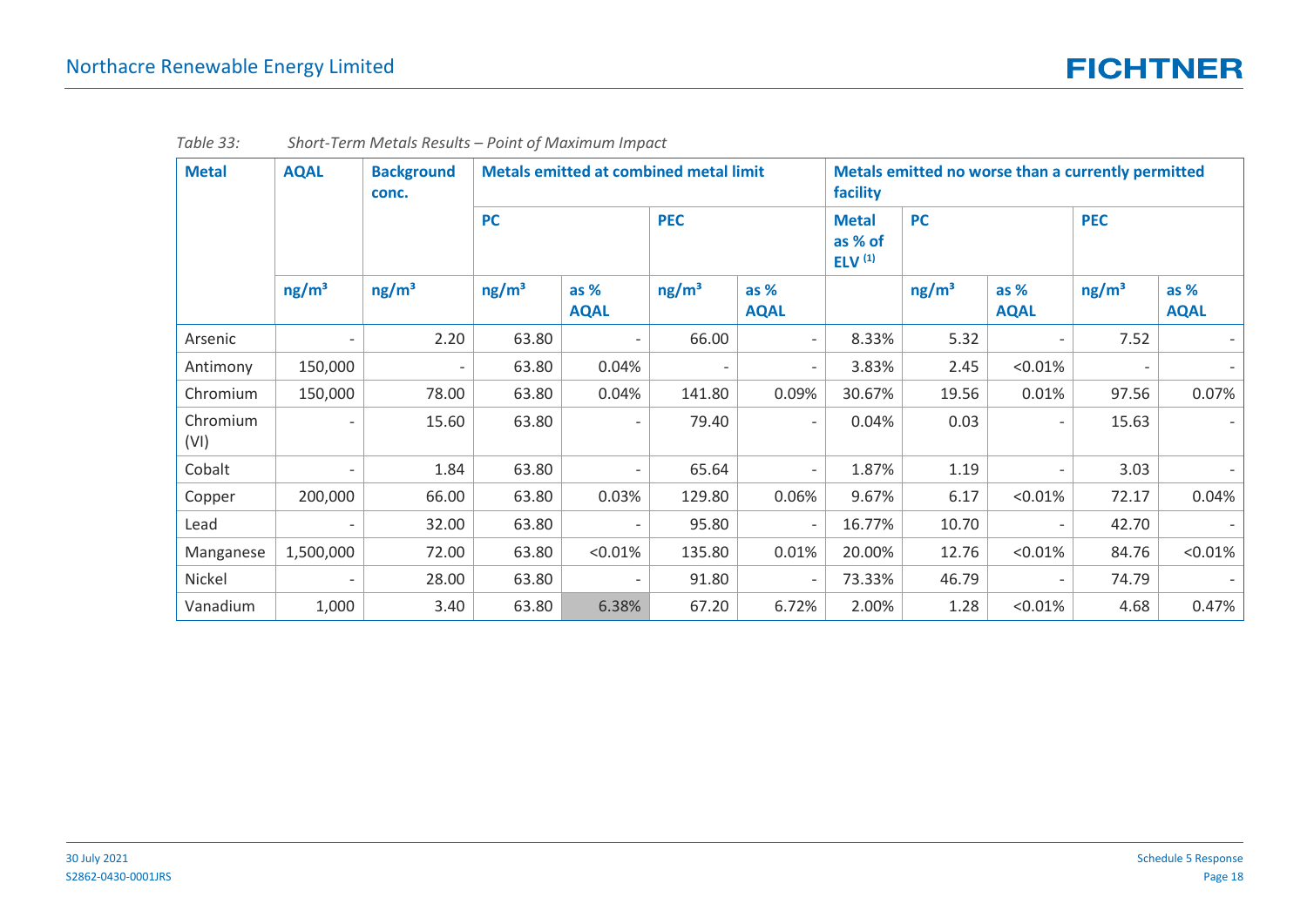*Table 33: Short-Term Metals Results – Point of Maximum Impact*

| Metal | AQAL | Background conc. | Metals emitted at combined metal limit | | | | Metals emitted no worse than a currently permitted facility | | | | |
|---|---|---|---|---|---|---|---|---|---|---|---|
| | | | PC | | PEC | | Metal as % of ELV [1] | PC | | PEC | |
| | ng/m³ | ng/m³ | ng/m³ | as % AQAL | ng/m³ | as % AQAL | | ng/m³ | as % AQAL | ng/m³ | as % AQAL |
| Arsenic | - | 2.20 | 63.80 | - | 66.00 | - | 8.33% | 5.32 | - | 7.52 | - |
| Antimony | 150,000 | - | 63.80 | 0.04% | - | - | 3.83% | 2.45 | <0.01% | - | - |
| Chromium | 150,000 | 78.00 | 63.80 | 0.04% | 141.80 | 0.09% | 30.67% | 19.56 | 0.01% | 97.56 | 0.07% |
| Chromium (VI) | - | 15.60 | 63.80 | - | 79.40 | - | 0.04% | 0.03 | - | 15.63 | - |
| Cobalt | - | 1.84 | 63.80 | - | 65.64 | - | 1.87% | 1.19 | - | 3.03 | - |
| Copper | 200,000 | 66.00 | 63.80 | 0.03% | 129.80 | 0.06% | 9.67% | 6.17 | <0.01% | 72.17 | 0.04% |
| Lead | - | 32.00 | 63.80 | - | 95.80 | - | 16.77% | 10.70 | - | 42.70 | - |
| Manganese | 1,500,000 | 72.00 | 63.80 | <0.01% | 135.80 | 0.01% | 20.00% | 12.76 | <0.01% | 84.76 | <0.01% |
| Nickel | - | 28.00 | 63.80 | - | 91.80 | - | 73.33% | 46.79 | - | 74.79 | - |
| Vanadium | 1,000 | 3.40 | 63.80 | 6.38% | 67.20 | 6.72% | 2.00% | 1.28 | <0.01% | 4.68 | 0.47% |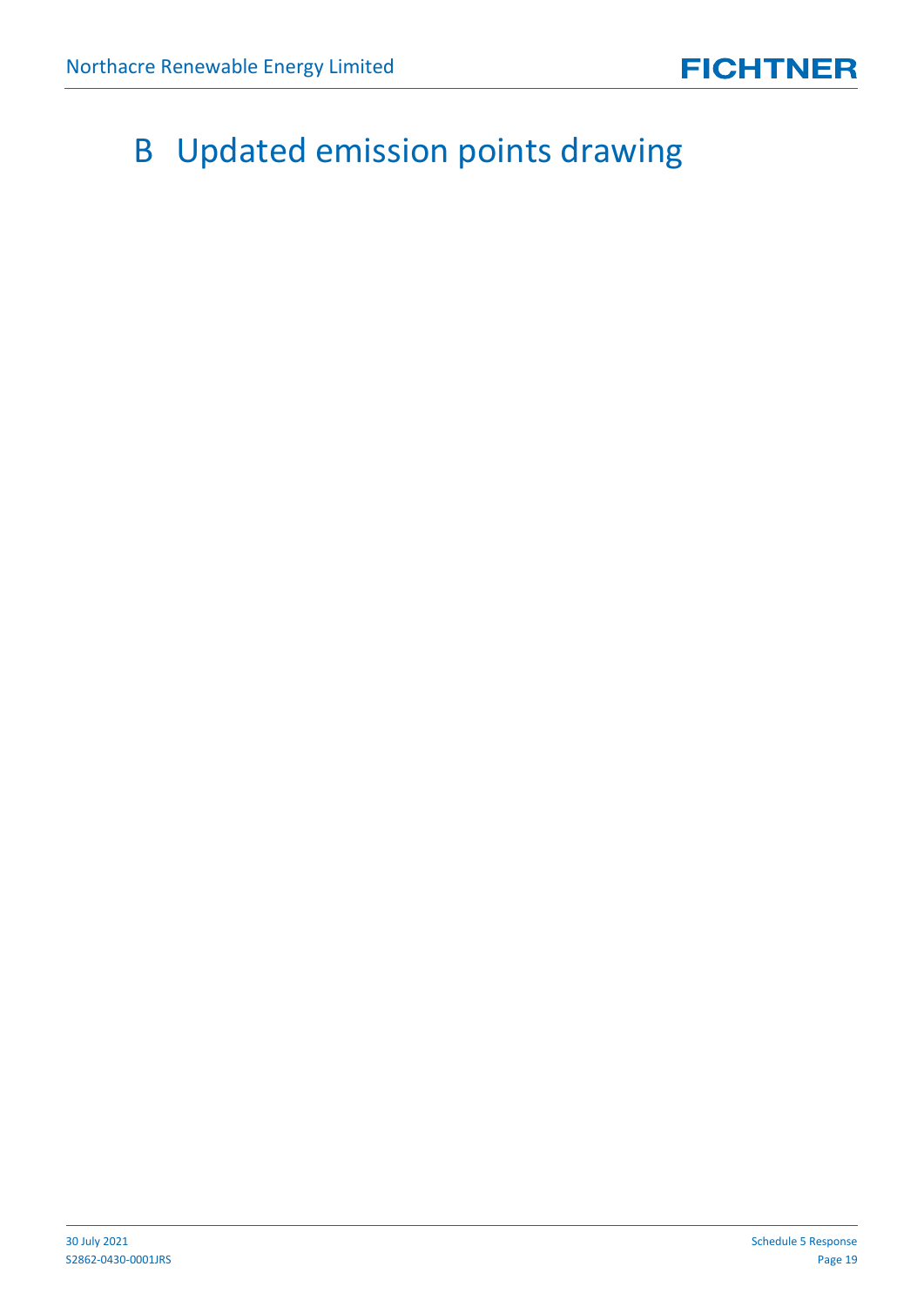# B Updated emission points drawing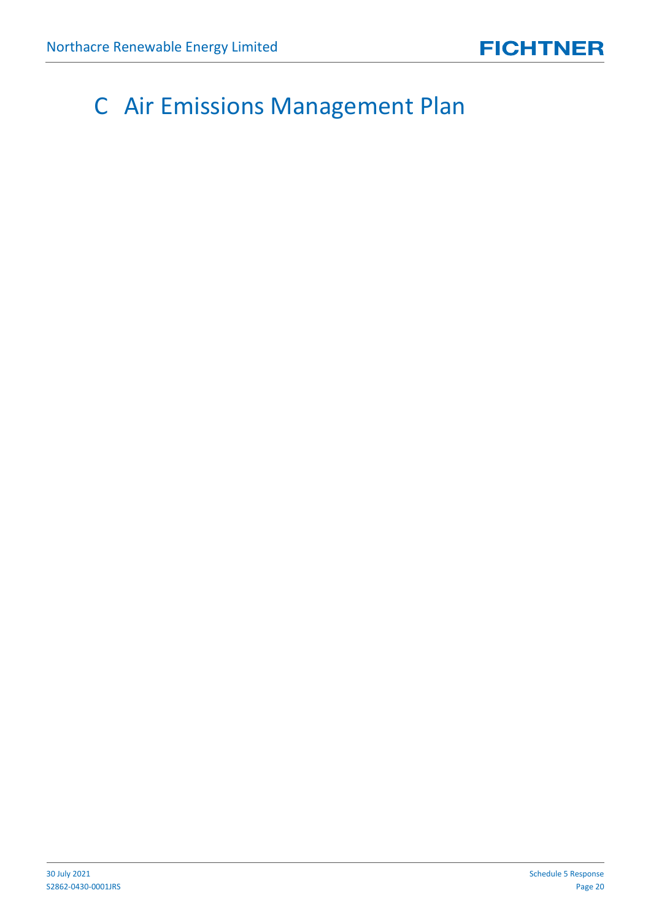# C Air Emissions Management Plan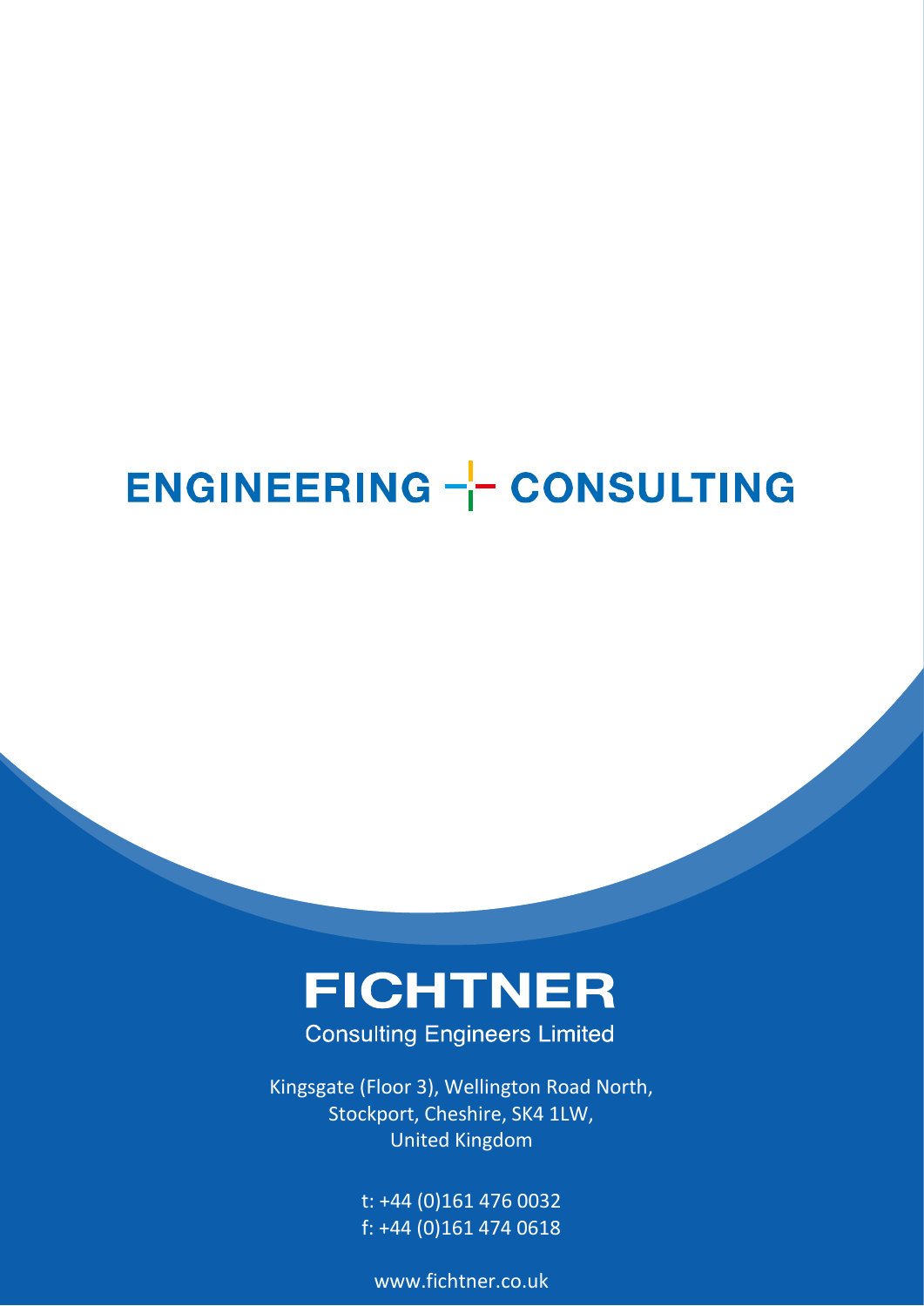ENGINEERING + CONSULTING

**FICHTNER**

Consulting Engineers Limited

Kingsgate (Floor 3), Wellington Road North,
Stockport, Cheshire, SK4 1LW,
United Kingdom

t: +44 (0)161 476 0032
f: +44 (0)161 474 0618

www.fichtner.co.uk